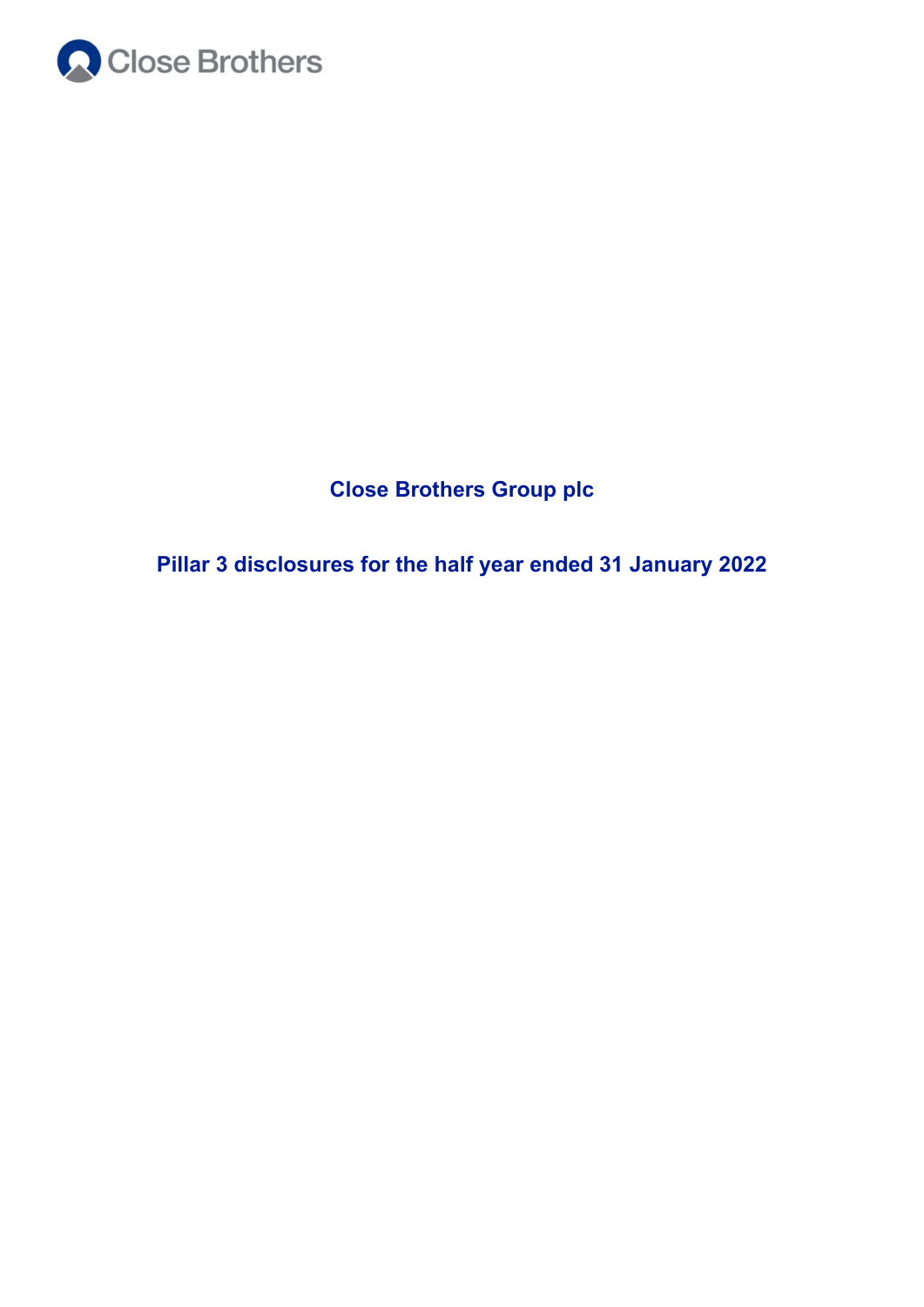Close Brothers

# Close Brothers Group plc

## Pillar 3 disclosures for the half year ended 31 January 2022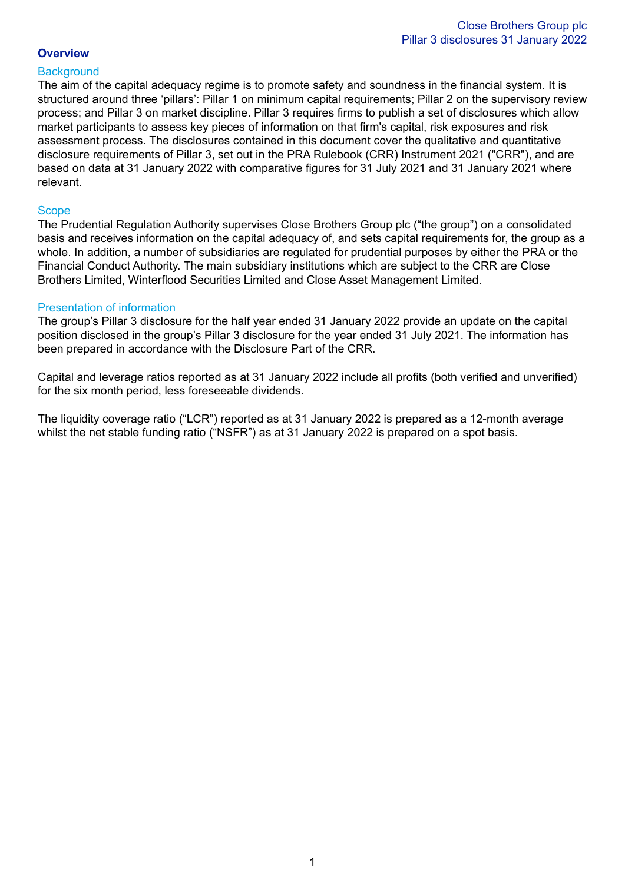## Overview

### Background

The aim of the capital adequacy regime is to promote safety and soundness in the financial system. It is structured around three 'pillars': Pillar 1 on minimum capital requirements; Pillar 2 on the supervisory review process; and Pillar 3 on market discipline. Pillar 3 requires firms to publish a set of disclosures which allow market participants to assess key pieces of information on that firm's capital, risk exposures and risk assessment process. The disclosures contained in this document cover the qualitative and quantitative disclosure requirements of Pillar 3, set out in the PRA Rulebook (CRR) Instrument 2021 ("CRR"), and are based on data at 31 January 2022 with comparative figures for 31 July 2021 and 31 January 2021 where relevant.

### Scope

The Prudential Regulation Authority supervises Close Brothers Group plc ("the group") on a consolidated basis and receives information on the capital adequacy of, and sets capital requirements for, the group as a whole. In addition, a number of subsidiaries are regulated for prudential purposes by either the PRA or the Financial Conduct Authority. The main subsidiary institutions which are subject to the CRR are Close Brothers Limited, Winterflood Securities Limited and Close Asset Management Limited.

### Presentation of information

The group's Pillar 3 disclosure for the half year ended 31 January 2022 provide an update on the capital position disclosed in the group's Pillar 3 disclosure for the year ended 31 July 2021. The information has been prepared in accordance with the Disclosure Part of the CRR.

Capital and leverage ratios reported as at 31 January 2022 include all profits (both verified and unverified) for the six month period, less foreseeable dividends.

The liquidity coverage ratio ("LCR") reported as at 31 January 2022 is prepared as a 12-month average whilst the net stable funding ratio ("NSFR") as at 31 January 2022 is prepared on a spot basis.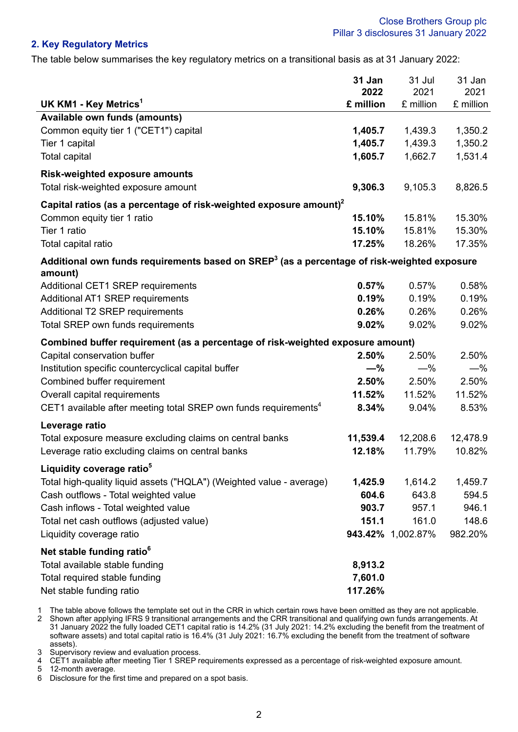## 2. Key Regulatory Metrics

The table below summarises the key regulatory metrics on a transitional basis as at 31 January 2022:

| UK KM1 - Key Metrics[1] | 31 Jan 2022 £ million | 31 Jul 2021 £ million | 31 Jan 2021 £ million |
|---|---|---|---|
| **Available own funds (amounts)** | | | |
| Common equity tier 1 ("CET1") capital | **1,405.7** | 1,439.3 | 1,350.2 |
| Tier 1 capital | **1,405.7** | 1,439.3 | 1,350.2 |
| Total capital | **1,605.7** | 1,662.7 | 1,531.4 |
| **Risk-weighted exposure amounts** | | | |
| Total risk-weighted exposure amount | **9,306.3** | 9,105.3 | 8,826.5 |
| **Capital ratios (as a percentage of risk-weighted exposure amount)[2]** | | | |
| Common equity tier 1 ratio | **15.10%** | 15.81% | 15.30% |
| Tier 1 ratio | **15.10%** | 15.81% | 15.30% |
| Total capital ratio | **17.25%** | 18.26% | 17.35% |
| **Additional own funds requirements based on SREP[3] (as a percentage of risk-weighted exposure amount)** | | | |
| Additional CET1 SREP requirements | **0.57%** | 0.57% | 0.58% |
| Additional AT1 SREP requirements | **0.19%** | 0.19% | 0.19% |
| Additional T2 SREP requirements | **0.26%** | 0.26% | 0.26% |
| Total SREP own funds requirements | **9.02%** | 9.02% | 9.02% |
| **Combined buffer requirement (as a percentage of risk-weighted exposure amount)** | | | |
| Capital conservation buffer | **2.50%** | 2.50% | 2.50% |
| Institution specific countercyclical capital buffer | **—%** | —% | —% |
| Combined buffer requirement | **2.50%** | 2.50% | 2.50% |
| Overall capital requirements | **11.52%** | 11.52% | 11.52% |
| CET1 available after meeting total SREP own funds requirements[4] | **8.34%** | 9.04% | 8.53% |
| **Leverage ratio** | | | |
| Total exposure measure excluding claims on central banks | **11,539.4** | 12,208.6 | 12,478.9 |
| Leverage ratio excluding claims on central banks | **12.18%** | 11.79% | 10.82% |
| **Liquidity coverage ratio[5]** | | | |
| Total high-quality liquid assets ("HQLA") (Weighted value - average) | **1,425.9** | 1,614.2 | 1,459.7 |
| Cash outflows - Total weighted value | **604.6** | 643.8 | 594.5 |
| Cash inflows - Total weighted value | **903.7** | 957.1 | 946.1 |
| Total net cash outflows (adjusted value) | **151.1** | 161.0 | 148.6 |
| Liquidity coverage ratio | **943.42%** | 1,002.87% | 982.20% |
| **Net stable funding ratio[6]** | | | |
| Total available stable funding | **8,913.2** | | |
| Total required stable funding | **7,601.0** | | |
| Net stable funding ratio | **117.26%** | | |

1 The table above follows the template set out in the CRR in which certain rows have been omitted as they are not applicable.
2 Shown after applying IFRS 9 transitional arrangements and the CRR transitional and qualifying own funds arrangements. At 31 January 2022 the fully loaded CET1 capital ratio is 14.2% (31 July 2021: 14.2% excluding the benefit from the treatment of software assets) and total capital ratio is 16.4% (31 July 2021: 16.7% excluding the benefit from the treatment of software assets).
3 Supervisory review and evaluation process.
4 CET1 available after meeting Tier 1 SREP requirements expressed as a percentage of risk-weighted exposure amount.
5 12-month average.
6 Disclosure for the first time and prepared on a spot basis.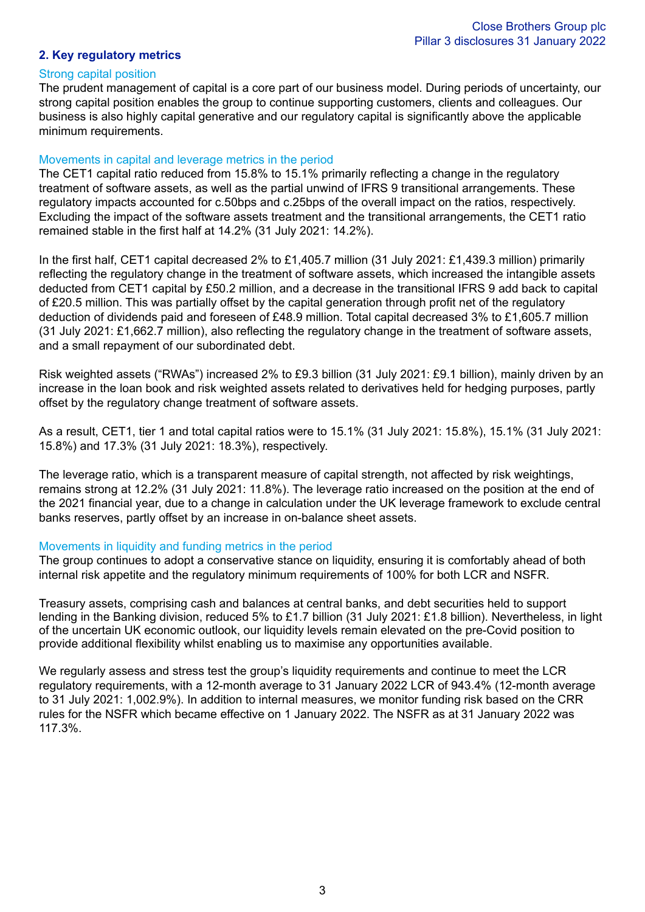## 2. Key regulatory metrics

### Strong capital position

The prudent management of capital is a core part of our business model. During periods of uncertainty, our strong capital position enables the group to continue supporting customers, clients and colleagues. Our business is also highly capital generative and our regulatory capital is significantly above the applicable minimum requirements.

### Movements in capital and leverage metrics in the period

The CET1 capital ratio reduced from 15.8% to 15.1% primarily reflecting a change in the regulatory treatment of software assets, as well as the partial unwind of IFRS 9 transitional arrangements. These regulatory impacts accounted for c.50bps and c.25bps of the overall impact on the ratios, respectively. Excluding the impact of the software assets treatment and the transitional arrangements, the CET1 ratio remained stable in the first half at 14.2% (31 July 2021: 14.2%).

In the first half, CET1 capital decreased 2% to £1,405.7 million (31 July 2021: £1,439.3 million) primarily reflecting the regulatory change in the treatment of software assets, which increased the intangible assets deducted from CET1 capital by £50.2 million, and a decrease in the transitional IFRS 9 add back to capital of £20.5 million. This was partially offset by the capital generation through profit net of the regulatory deduction of dividends paid and foreseen of £48.9 million. Total capital decreased 3% to £1,605.7 million (31 July 2021: £1,662.7 million), also reflecting the regulatory change in the treatment of software assets, and a small repayment of our subordinated debt.

Risk weighted assets ("RWAs") increased 2% to £9.3 billion (31 July 2021: £9.1 billion), mainly driven by an increase in the loan book and risk weighted assets related to derivatives held for hedging purposes, partly offset by the regulatory change treatment of software assets.

As a result, CET1, tier 1 and total capital ratios were to 15.1% (31 July 2021: 15.8%), 15.1% (31 July 2021: 15.8%) and 17.3% (31 July 2021: 18.3%), respectively.

The leverage ratio, which is a transparent measure of capital strength, not affected by risk weightings, remains strong at 12.2% (31 July 2021: 11.8%). The leverage ratio increased on the position at the end of the 2021 financial year, due to a change in calculation under the UK leverage framework to exclude central banks reserves, partly offset by an increase in on-balance sheet assets.

### Movements in liquidity and funding metrics in the period

The group continues to adopt a conservative stance on liquidity, ensuring it is comfortably ahead of both internal risk appetite and the regulatory minimum requirements of 100% for both LCR and NSFR.

Treasury assets, comprising cash and balances at central banks, and debt securities held to support lending in the Banking division, reduced 5% to £1.7 billion (31 July 2021: £1.8 billion). Nevertheless, in light of the uncertain UK economic outlook, our liquidity levels remain elevated on the pre-Covid position to provide additional flexibility whilst enabling us to maximise any opportunities available.

We regularly assess and stress test the group's liquidity requirements and continue to meet the LCR regulatory requirements, with a 12-month average to 31 January 2022 LCR of 943.4% (12-month average to 31 July 2021: 1,002.9%). In addition to internal measures, we monitor funding risk based on the CRR rules for the NSFR which became effective on 1 January 2022. The NSFR as at 31 January 2022 was 117.3%.